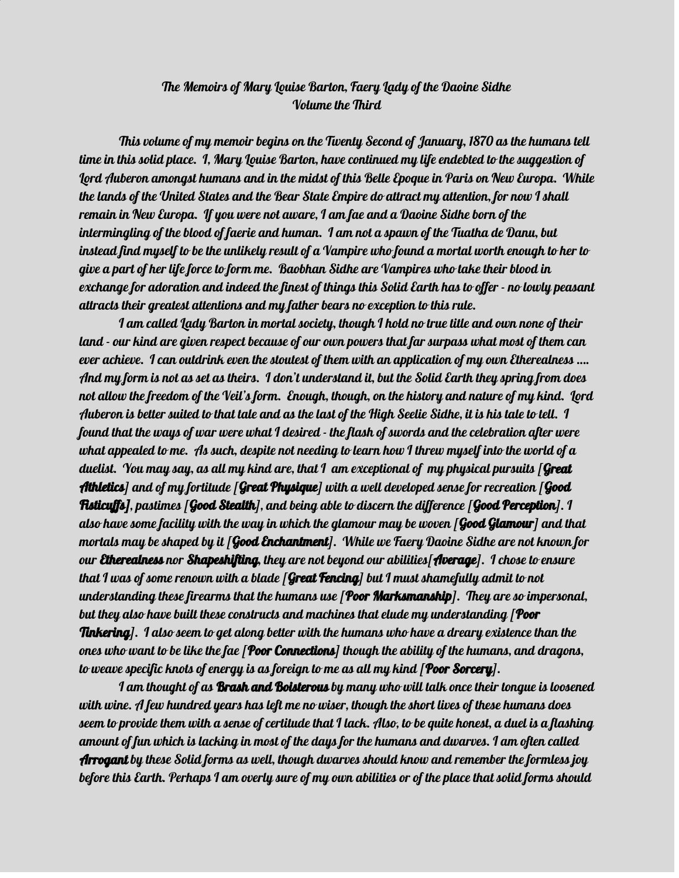# The Memoirs of Mary Louise Barton, Faery Lady of the Daoine Sidhe
## Volume the Third

This volume of my memoir begins on the Twenty Second of January, 1870 as the humans tell time in this solid place. I, Mary Louise Barton, have continued my life endebted to the suggestion of Lord Auberon amongst humans and in the midst of this Belle Epoque in Paris on New Europa. While the lands of the United States and the Bear State Empire do attract my attention, for now I shall remain in New Europa. If you were not aware, I am fae and a Daoine Sidhe born of the intermingling of the blood of faerie and human. I am not a spawn of the Tuatha de Danu, but instead find myself to be the unlikely result of a Vampire who found a mortal worth enough to her to give a part of her life force to form me. Baobhan Sidhe are Vampires who take their blood in exchange for adoration and indeed the finest of things this Solid Earth has to offer - no lowly peasant attracts their greatest attentions and my father bears no exception to this rule.

I am called Lady Barton in mortal society, though I hold no true title and own none of their land - our kind are given respect because of our own powers that far surpass what most of them can ever achieve. I can outdrink even the stoutest of them with an application of my own Etherealness .... And my form is not as set as theirs. I don't understand it, but the Solid Earth they spring from does not allow the freedom of the Veil's form. Enough, though, on the history and nature of my kind. Lord Auberon is better suited to that tale and as the last of the High Seelie Sidhe, it is his tale to tell. I found that the ways of war were what I desired - the flash of swords and the celebration after were what appealed to me. As such, despite not needing to learn how I threw myself into the world of a duelist. You may say, as all my kind are, that I am exceptional of my physical pursuits [**Great Athletics**] and of my fortitude [**Great Physique**] with a well developed sense for recreation [**Good Fisticuffs**], pastimes [**Good Stealth**], and being able to discern the difference [**Good Perception**]. I also have some facility with the way in which the glamour may be woven [**Good Glamour**] and that mortals may be shaped by it [**Good Enchantment**]. While we Faery Daoine Sidhe are not known for our **Etherealness** nor **Shapeshifting**, they are not beyond our abilities[**Average**]. I chose to ensure that I was of some renown with a blade [**Great Fencing**] but I must shamefully admit to not understanding these firearms that the humans use [**Poor Marksmanship**]. They are so impersonal, but they also have built these constructs and machines that elude my understanding [**Poor Tinkering**]. I also seem to get along better with the humans who have a dreary existence than the ones who want to be like the fae [**Poor Connections**] though the ability of the humans, and dragons, to weave specific knots of energy is as foreign to me as all my kind [**Poor Sorcery**].

I am thought of as **Brash and Boisterous** by many who will talk once their tongue is loosened with wine. A few hundred years has left me no wiser, though the short lives of these humans does seem to provide them with a sense of certitude that I lack. Also, to be quite honest, a duel is a flashing amount of fun which is lacking in most of the days for the humans and dwarves. I am often called **Arrogant** by these Solid forms as well, though dwarves should know and remember the formless joy before this Earth. Perhaps I am overly sure of my own abilities or of the place that solid forms should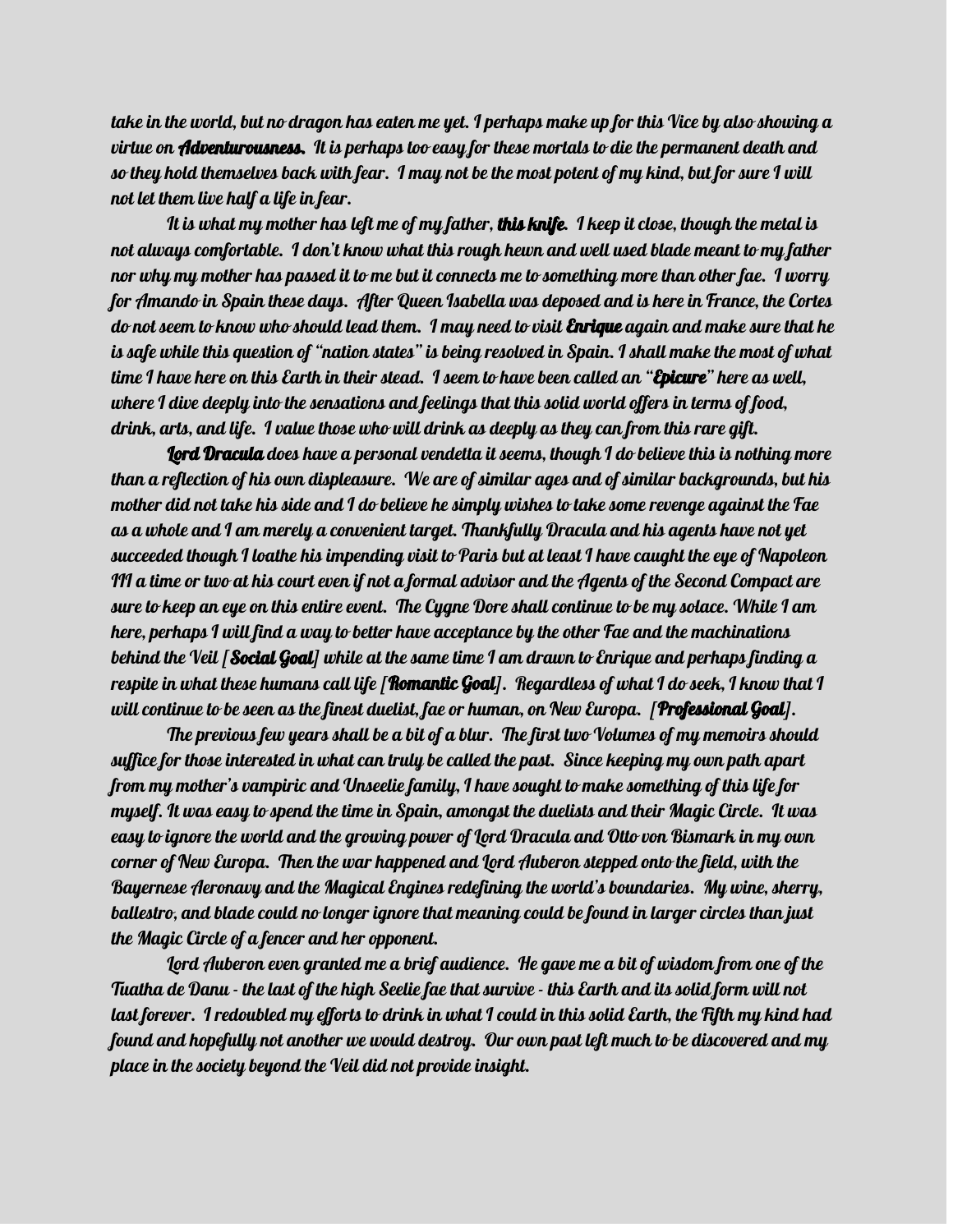take in the world, but no dragon has eaten me yet. I perhaps make up for this Vice by also showing a virtue on **Adventurousness.** It is perhaps too easy for these mortals to die the permanent death and so they hold themselves back with fear. I may not be the most potent of my kind, but for sure I will not let them live half a life in fear.

It is what my mother has left me of my father, **this knife.** I keep it close, though the metal is not always comfortable. I don't know what this rough hewn and well used blade meant to my father nor why my mother has passed it to me but it connects me to something more than other fae. I worry for Amando in Spain these days. After Queen Isabella was deposed and is here in France, the Cortes do not seem to know who should lead them. I may need to visit **Enrique** again and make sure that he is safe while this question of "nation states" is being resolved in Spain. I shall make the most of what time I have here on this Earth in their stead. I seem to have been called an "**Epicure**" here as well, where I dive deeply into the sensations and feelings that this solid world offers in terms of food, drink, arts, and life. I value those who will drink as deeply as they can from this rare gift.

**Lord Dracula** does have a personal vendetta it seems, though I do believe this is nothing more than a reflection of his own displeasure. We are of similar ages and of similar backgrounds, but his mother did not take his side and I do believe he simply wishes to take some revenge against the Fae as a whole and I am merely a convenient target. Thankfully Dracula and his agents have not yet succeeded though I loathe his impending visit to Paris but at least I have caught the eye of Napoleon III a time or two at his court even if not a formal advisor and the Agents of the Second Compact are sure to keep an eye on this entire event. The Cygne Dore shall continue to be my solace. While I am here, perhaps I will find a way to better have acceptance by the other Fae and the machinations behind the Veil [**Social Goal**] while at the same time I am drawn to Enrique and perhaps finding a respite in what these humans call life [**Romantic Goal**]. Regardless of what I do seek, I know that I will continue to be seen as the finest duelist, fae or human, on New Europa. [**Professional Goal**].

The previous few years shall be a bit of a blur. The first two Volumes of my memoirs should suffice for those interested in what can truly be called the past. Since keeping my own path apart from my mother's vampiric and Unseelie family, I have sought to make something of this life for myself. It was easy to spend the time in Spain, amongst the duelists and their Magic Circle. It was easy to ignore the world and the growing power of Lord Dracula and Otto von Bismark in my own corner of New Europa. Then the war happened and Lord Auberon stepped onto the field, with the Bayernese Aeronavy and the Magical Engines redefining the world's boundaries. My wine, sherry, ballestro, and blade could no longer ignore that meaning could be found in larger circles than just the Magic Circle of a fencer and her opponent.

Lord Auberon even granted me a brief audience. He gave me a bit of wisdom from one of the Tuatha de Danu - the last of the high Seelie fae that survive - this Earth and its solid form will not last forever. I redoubled my efforts to drink in what I could in this solid Earth, the Fifth my kind had found and hopefully not another we would destroy. Our own past left much to be discovered and my place in the society beyond the Veil did not provide insight.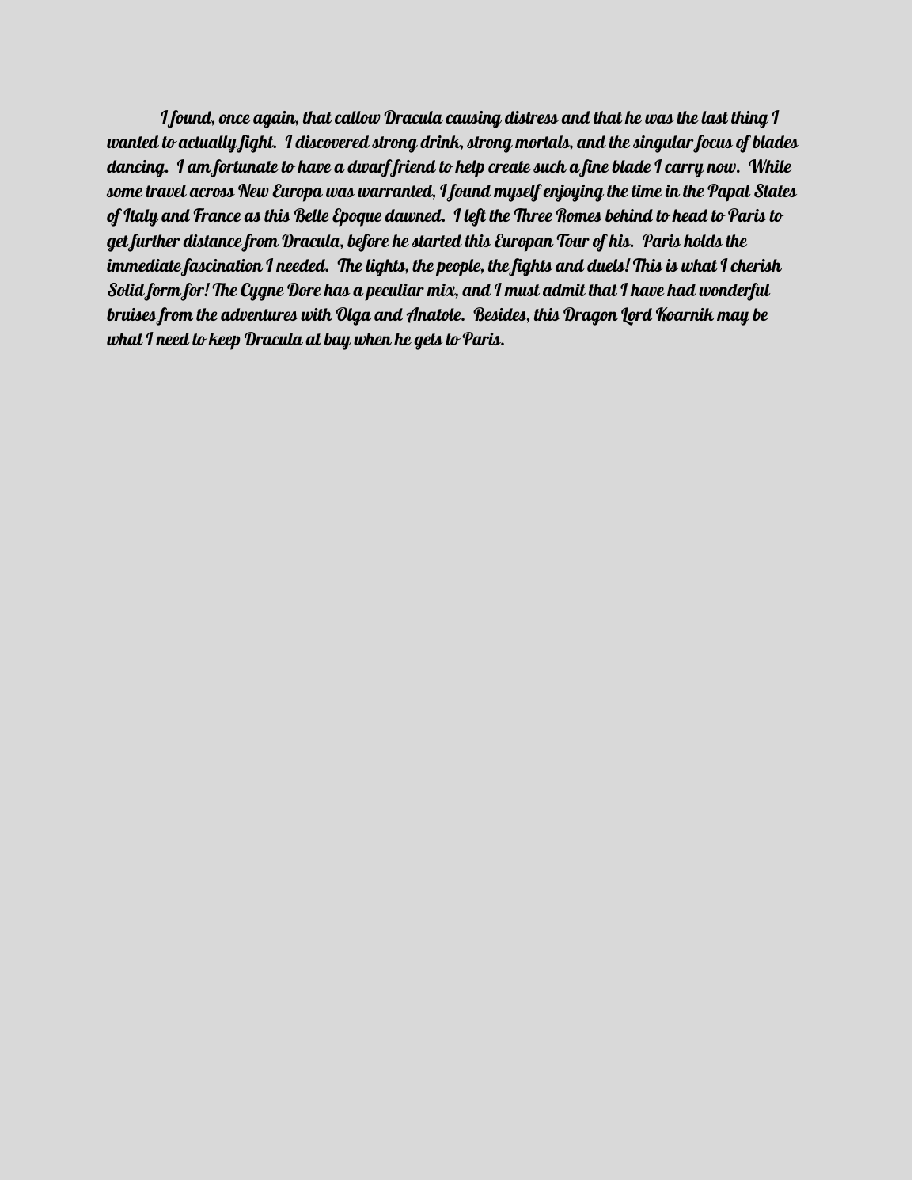I found, once again, that callow Dracula causing distress and that he was the last thing I wanted to actually fight. I discovered strong drink, strong mortals, and the singular focus of blades dancing. I am fortunate to have a dwarf friend to help create such a fine blade I carry now. While some travel across New Europa was warranted, I found myself enjoying the time in the Papal States of Italy and France as this Belle Epoque dawned. I left the Three Romes behind to head to Paris to get further distance from Dracula, before he started this Europan Tour of his. Paris holds the immediate fascination I needed. The lights, the people, the fights and duels! This is what I cherish Solid form for! The Cygne Dore has a peculiar mix, and I must admit that I have had wonderful bruises from the adventures with Olga and Anatole. Besides, this Dragon Lord Koarnik may be what I need to keep Dracula at bay when he gets to Paris.